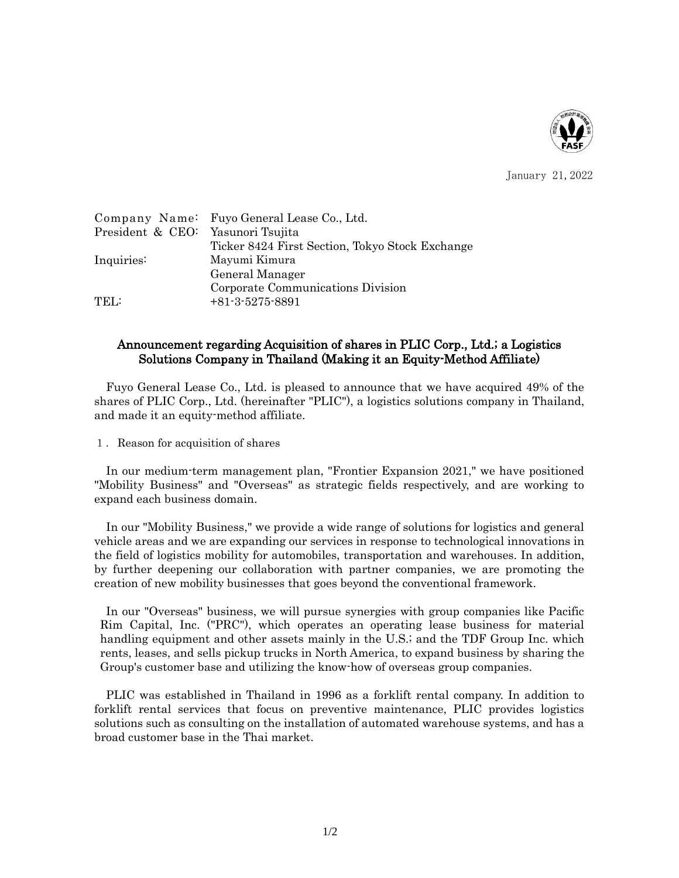January 21, 2022

Company Name: Fuyo General Lease Co., Ltd.
President & CEO: Yasunori Tsujita
Ticker 8424 First Section, Tokyo Stock Exchange
Inquiries: Mayumi Kimura
General Manager
Corporate Communications Division
TEL: +81-3-5275-8891

## Announcement regarding Acquisition of shares in PLIC Corp., Ltd.; a Logistics Solutions Company in Thailand (Making it an Equity-Method Affiliate)

Fuyo General Lease Co., Ltd. is pleased to announce that we have acquired 49% of the shares of PLIC Corp., Ltd. (hereinafter "PLIC"), a logistics solutions company in Thailand, and made it an equity-method affiliate.

１. Reason for acquisition of shares

In our medium-term management plan, "Frontier Expansion 2021," we have positioned "Mobility Business" and "Overseas" as strategic fields respectively, and are working to expand each business domain.

In our "Mobility Business," we provide a wide range of solutions for logistics and general vehicle areas and we are expanding our services in response to technological innovations in the field of logistics mobility for automobiles, transportation and warehouses. In addition, by further deepening our collaboration with partner companies, we are promoting the creation of new mobility businesses that goes beyond the conventional framework.

In our "Overseas" business, we will pursue synergies with group companies like Pacific Rim Capital, Inc. ("PRC"), which operates an operating lease business for material handling equipment and other assets mainly in the U.S.; and the TDF Group Inc. which rents, leases, and sells pickup trucks in North America, to expand business by sharing the Group's customer base and utilizing the know-how of overseas group companies.

PLIC was established in Thailand in 1996 as a forklift rental company. In addition to forklift rental services that focus on preventive maintenance, PLIC provides logistics solutions such as consulting on the installation of automated warehouse systems, and has a broad customer base in the Thai market.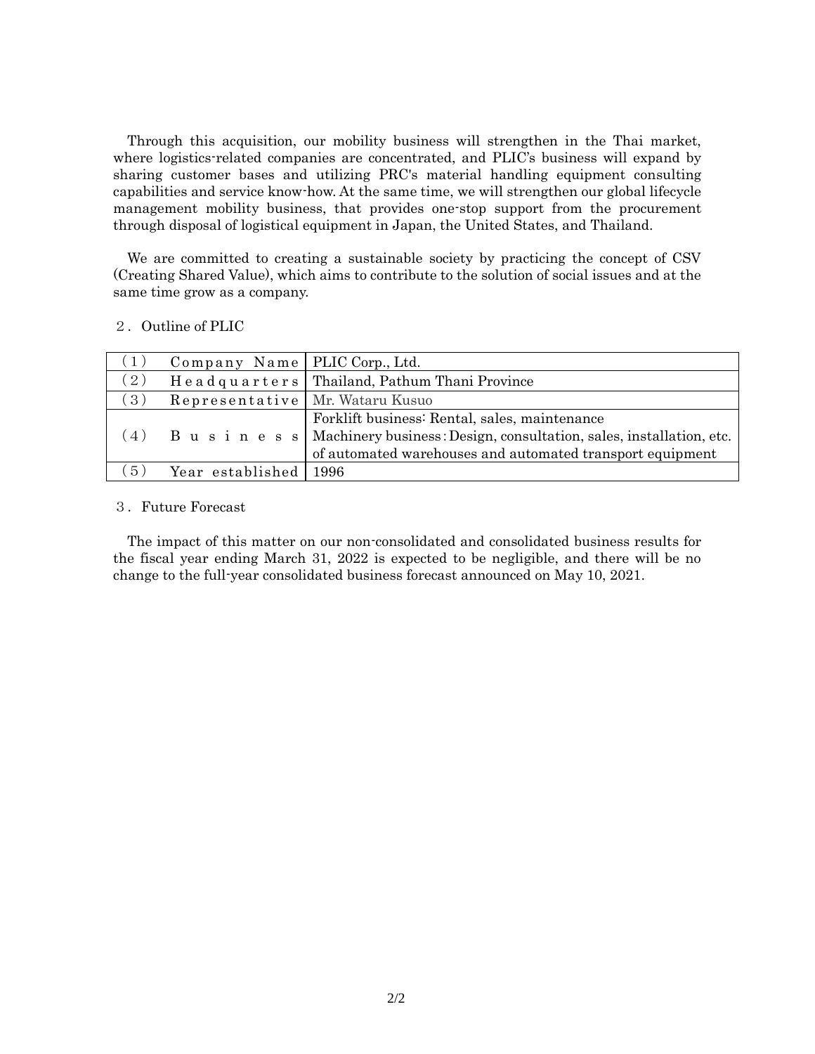Through this acquisition, our mobility business will strengthen in the Thai market, where logistics-related companies are concentrated, and PLIC's business will expand by sharing customer bases and utilizing PRC's material handling equipment consulting capabilities and service know-how. At the same time, we will strengthen our global lifecycle management mobility business, that provides one-stop support from the procurement through disposal of logistical equipment in Japan, the United States, and Thailand.

We are committed to creating a sustainable society by practicing the concept of CSV (Creating Shared Value), which aims to contribute to the solution of social issues and at the same time grow as a company.

２．Outline of PLIC

| | | |
|---|---|---|
| (1) | Company Name | PLIC Corp., Ltd. |
| (2) | Headquarters | Thailand, Pathum Thani Province |
| (3) | Representative | Mr. Wataru Kusuo |
| (4) | Business | Forklift business: Rental, sales, maintenance<br>Machinery business: Design, consultation, sales, installation, etc. of automated warehouses and automated transport equipment |
| (5) | Year established | 1996 |

３．Future Forecast

The impact of this matter on our non-consolidated and consolidated business results for the fiscal year ending March 31, 2022 is expected to be negligible, and there will be no change to the full-year consolidated business forecast announced on May 10, 2021.